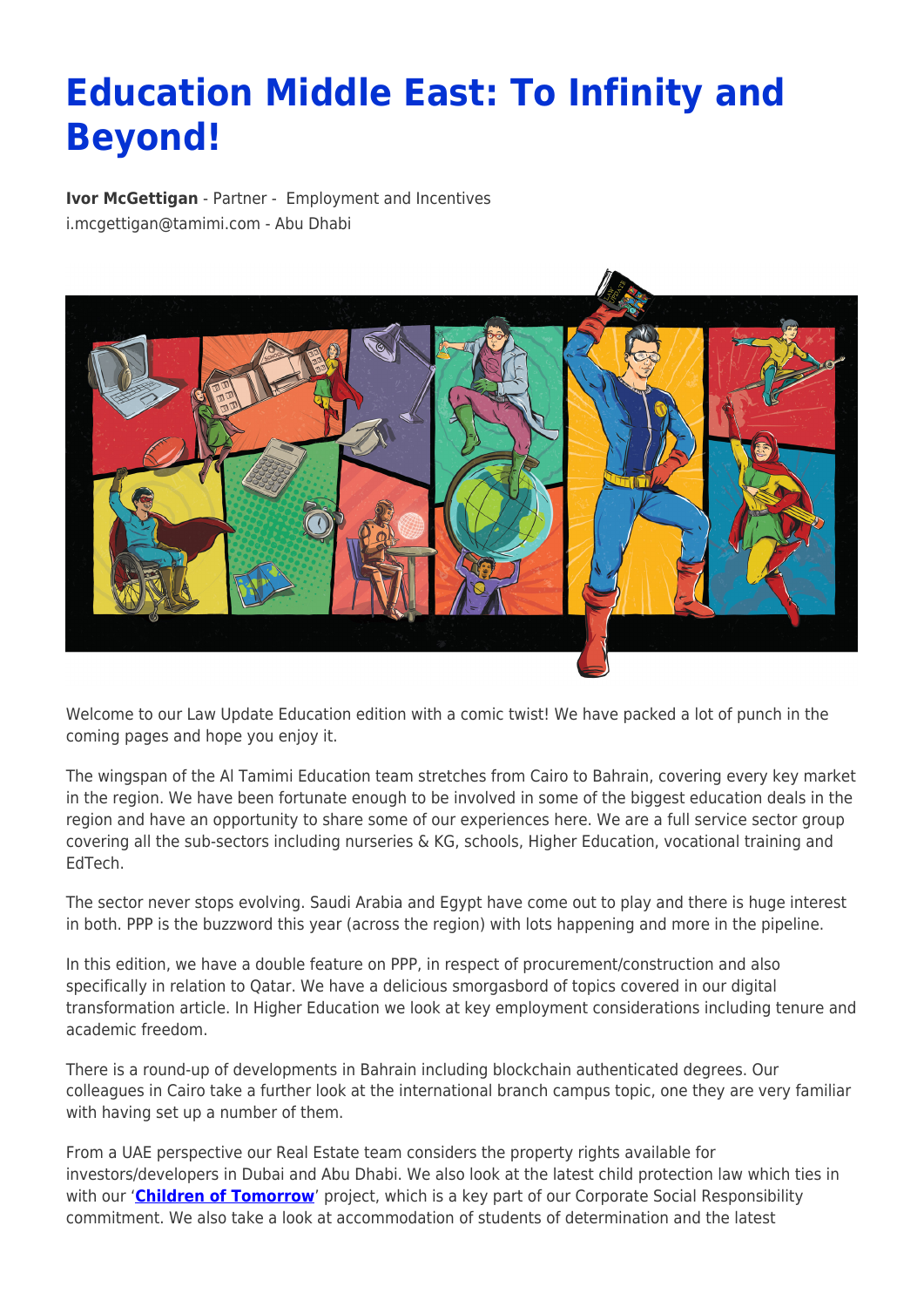# Education Middle East: To Infinity and Beyond!

**Ivor McGettigan** - Partner - Employment and Incentives
i.mcgettigan@tamimi.com - Abu Dhabi

Welcome to our Law Update Education edition with a comic twist! We have packed a lot of punch in the coming pages and hope you enjoy it.

The wingspan of the Al Tamimi Education team stretches from Cairo to Bahrain, covering every key market in the region. We have been fortunate enough to be involved in some of the biggest education deals in the region and have an opportunity to share some of our experiences here. We are a full service sector group covering all the sub-sectors including nurseries & KG, schools, Higher Education, vocational training and EdTech.

The sector never stops evolving. Saudi Arabia and Egypt have come out to play and there is huge interest in both. PPP is the buzzword this year (across the region) with lots happening and more in the pipeline.

In this edition, we have a double feature on PPP, in respect of procurement/construction and also specifically in relation to Qatar. We have a delicious smorgasbord of topics covered in our digital transformation article. In Higher Education we look at key employment considerations including tenure and academic freedom.

There is a round-up of developments in Bahrain including blockchain authenticated degrees. Our colleagues in Cairo take a further look at the international branch campus topic, one they are very familiar with having set up a number of them.

From a UAE perspective our Real Estate team considers the property rights available for investors/developers in Dubai and Abu Dhabi. We also look at the latest child protection law which ties in with our '**Children of Tomorrow**' project, which is a key part of our Corporate Social Responsibility commitment. We also take a look at accommodation of students of determination and the latest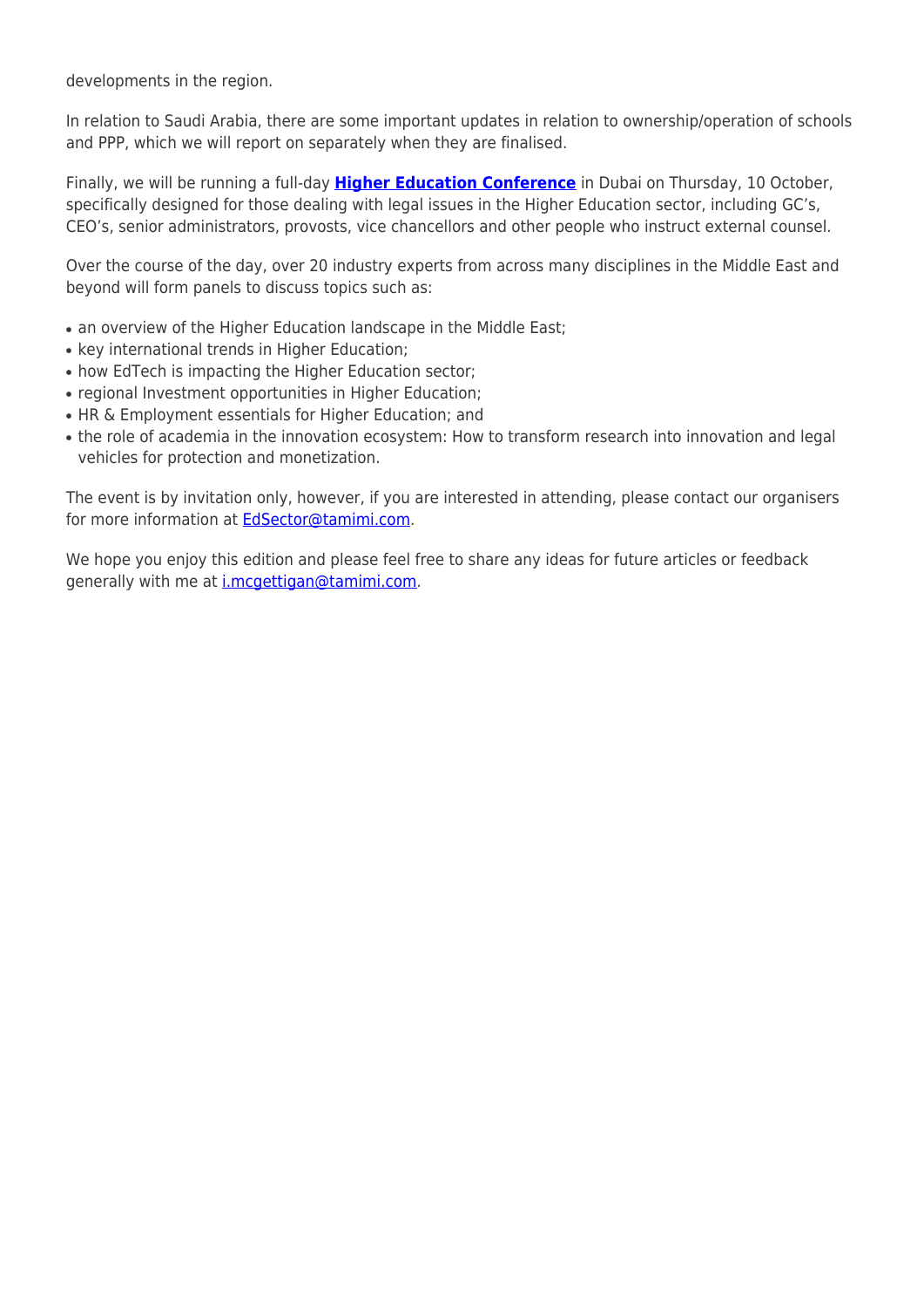developments in the region.

In relation to Saudi Arabia, there are some important updates in relation to ownership/operation of schools and PPP, which we will report on separately when they are finalised.

Finally, we will be running a full-day **Higher Education Conference** in Dubai on Thursday, 10 October, specifically designed for those dealing with legal issues in the Higher Education sector, including GC's, CEO's, senior administrators, provosts, vice chancellors and other people who instruct external counsel.

Over the course of the day, over 20 industry experts from across many disciplines in the Middle East and beyond will form panels to discuss topics such as:

- an overview of the Higher Education landscape in the Middle East;
- key international trends in Higher Education;
- how EdTech is impacting the Higher Education sector;
- regional Investment opportunities in Higher Education;
- HR & Employment essentials for Higher Education; and
- the role of academia in the innovation ecosystem: How to transform research into innovation and legal vehicles for protection and monetization.

The event is by invitation only, however, if you are interested in attending, please contact our organisers for more information at EdSector@tamimi.com.

We hope you enjoy this edition and please feel free to share any ideas for future articles or feedback generally with me at i.mcgettigan@tamimi.com.